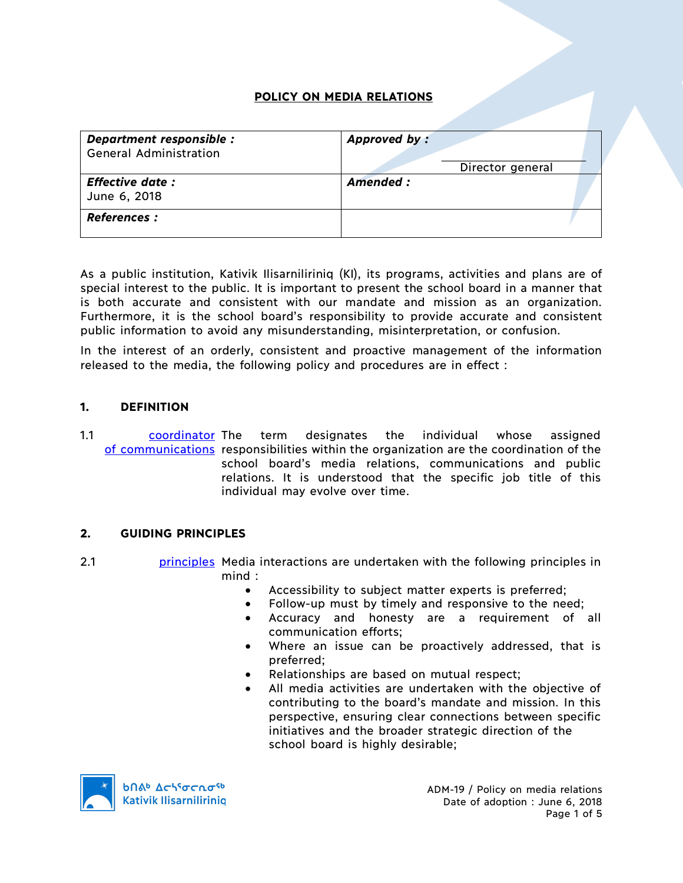# POLICY ON MEDIA RELATIONS

| **Department responsible :** General Administration | **Approved by :** Director general |
| --- | --- |
| **Effective date :** June 6, 2018 | **Amended :** |
| **References :** | |

As a public institution, Kativik Ilisarniliriniq (KI), its programs, activities and plans are of special interest to the public. It is important to present the school board in a manner that is both accurate and consistent with our mandate and mission as an organization. Furthermore, it is the school board's responsibility to provide accurate and consistent public information to avoid any misunderstanding, misinterpretation, or confusion.

In the interest of an orderly, consistent and proactive management of the information released to the media, the following policy and procedures are in effect :

## 1. DEFINITION

1.1 coordinator of communications — The term designates the individual whose assigned responsibilities within the organization are the coordination of the school board's media relations, communications and public relations. It is understood that the specific job title of this individual may evolve over time.

## 2. GUIDING PRINCIPLES

2.1 principles — Media interactions are undertaken with the following principles in mind :

- Accessibility to subject matter experts is preferred;
- Follow-up must by timely and responsive to the need;
- Accuracy and honesty are a requirement of all communication efforts;
- Where an issue can be proactively addressed, that is preferred;
- Relationships are based on mutual respect;
- All media activities are undertaken with the objective of contributing to the board's mandate and mission. In this perspective, ensuring clear connections between specific initiatives and the broader strategic direction of the school board is highly desirable;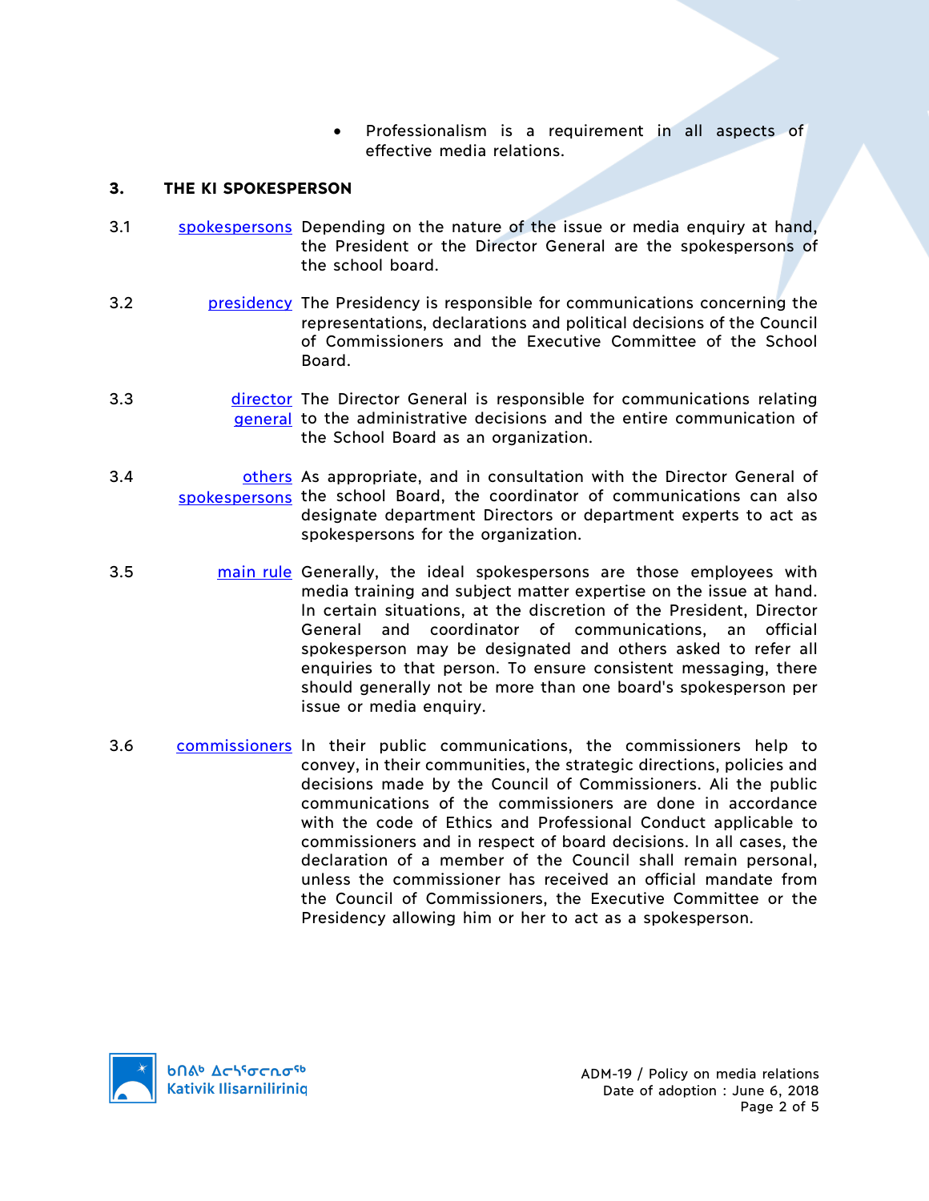- Professionalism is a requirement in all aspects of effective media relations.

## 3. THE KI SPOKESPERSON

3.1 spokespersons Depending on the nature of the issue or media enquiry at hand, the President or the Director General are the spokespersons of the school board.

3.2 presidency The Presidency is responsible for communications concerning the representations, declarations and political decisions of the Council of Commissioners and the Executive Committee of the School Board.

3.3 director general The Director General is responsible for communications relating to the administrative decisions and the entire communication of the School Board as an organization.

3.4 others spokespersons As appropriate, and in consultation with the Director General of the school Board, the coordinator of communications can also designate department Directors or department experts to act as spokespersons for the organization.

3.5 main rule Generally, the ideal spokespersons are those employees with media training and subject matter expertise on the issue at hand. In certain situations, at the discretion of the President, Director General and coordinator of communications, an official spokesperson may be designated and others asked to refer all enquiries to that person. To ensure consistent messaging, there should generally not be more than one board's spokesperson per issue or media enquiry.

3.6 commissioners In their public communications, the commissioners help to convey, in their communities, the strategic directions, policies and decisions made by the Council of Commissioners. Ali the public communications of the commissioners are done in accordance with the code of Ethics and Professional Conduct applicable to commissioners and in respect of board decisions. In all cases, the declaration of a member of the Council shall remain personal, unless the commissioner has received an official mandate from the Council of Commissioners, the Executive Committee or the Presidency allowing him or her to act as a spokesperson.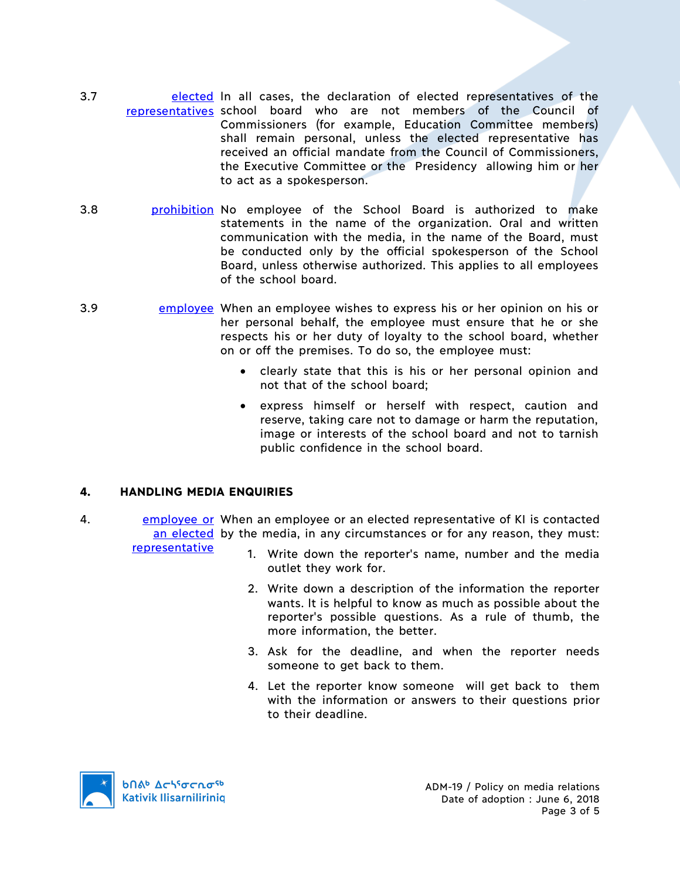3.7 elected representatives In all cases, the declaration of elected representatives of the school board who are not members of the Council of Commissioners (for example, Education Committee members) shall remain personal, unless the elected representative has received an official mandate from the Council of Commissioners, the Executive Committee or the Presidency allowing him or her to act as a spokesperson.

3.8 prohibition No employee of the School Board is authorized to make statements in the name of the organization. Oral and written communication with the media, in the name of the Board, must be conducted only by the official spokesperson of the School Board, unless otherwise authorized. This applies to all employees of the school board.

3.9 employee When an employee wishes to express his or her opinion on his or her personal behalf, the employee must ensure that he or she respects his or her duty of loyalty to the school board, whether on or off the premises. To do so, the employee must:

- clearly state that this is his or her personal opinion and not that of the school board;
- express himself or herself with respect, caution and reserve, taking care not to damage or harm the reputation, image or interests of the school board and not to tarnish public confidence in the school board.

## 4. HANDLING MEDIA ENQUIRIES

4. employee or an elected representative When an employee or an elected representative of KI is contacted by the media, in any circumstances or for any reason, they must:

1. Write down the reporter's name, number and the media outlet they work for.
2. Write down a description of the information the reporter wants. It is helpful to know as much as possible about the reporter's possible questions. As a rule of thumb, the more information, the better.
3. Ask for the deadline, and when the reporter needs someone to get back to them.
4. Let the reporter know someone will get back to them with the information or answers to their questions prior to their deadline.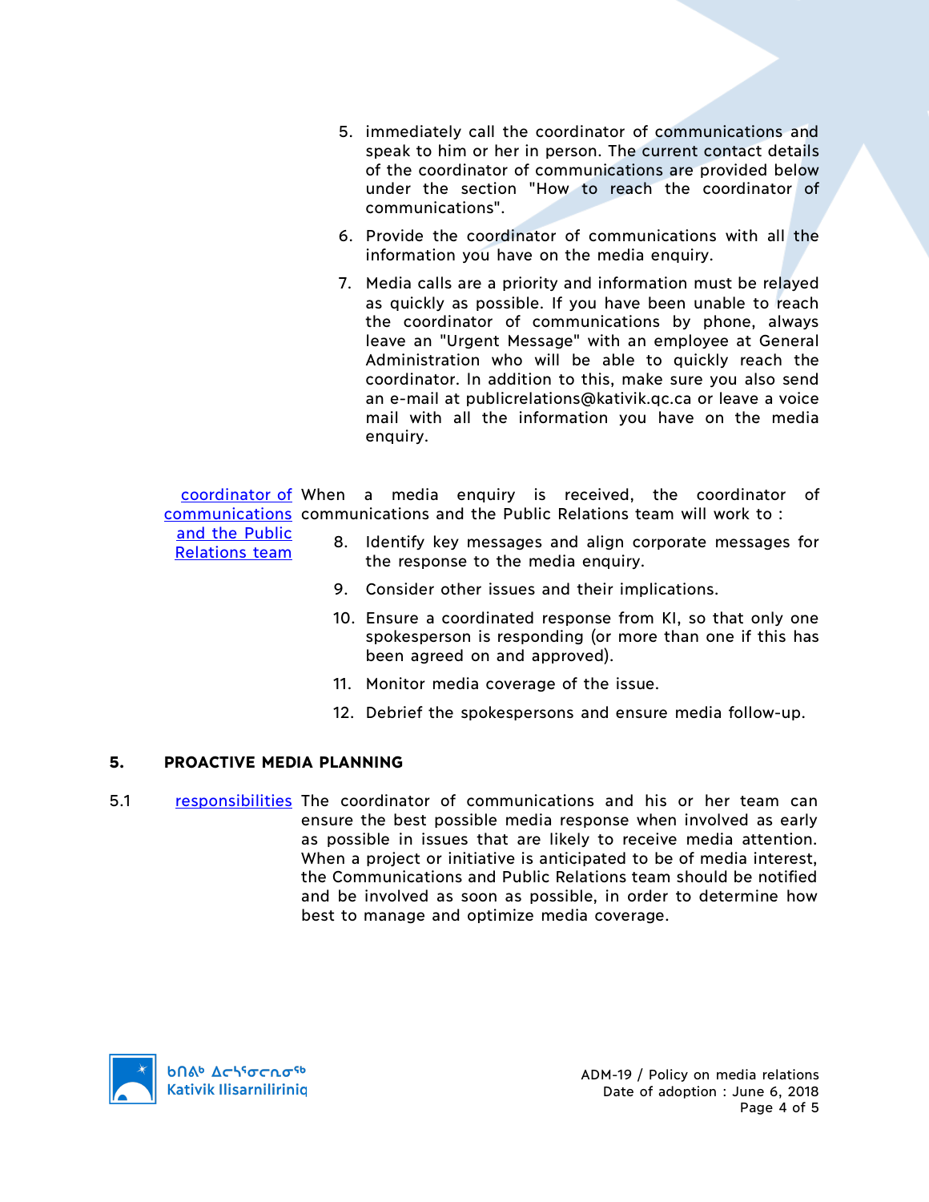5. immediately call the coordinator of communications and speak to him or her in person. The current contact details of the coordinator of communications are provided below under the section "How to reach the coordinator of communications".

6. Provide the coordinator of communications with all the information you have on the media enquiry.

7. Media calls are a priority and information must be relayed as quickly as possible. If you have been unable to reach the coordinator of communications by phone, always leave an "Urgent Message" with an employee at General Administration who will be able to quickly reach the coordinator. In addition to this, make sure you also send an e-mail at publicrelations@kativik.qc.ca or leave a voice mail with all the information you have on the media enquiry.

**coordinator of communications and the Public Relations team** — When a media enquiry is received, the coordinator of communications and the Public Relations team will work to :

8. Identify key messages and align corporate messages for the response to the media enquiry.

9. Consider other issues and their implications.

10. Ensure a coordinated response from KI, so that only one spokesperson is responding (or more than one if this has been agreed on and approved).

11. Monitor media coverage of the issue.

12. Debrief the spokespersons and ensure media follow-up.

## 5. PROACTIVE MEDIA PLANNING

5.1 **responsibilities** — The coordinator of communications and his or her team can ensure the best possible media response when involved as early as possible in issues that are likely to receive media attention. When a project or initiative is anticipated to be of media interest, the Communications and Public Relations team should be notified and be involved as soon as possible, in order to determine how best to manage and optimize media coverage.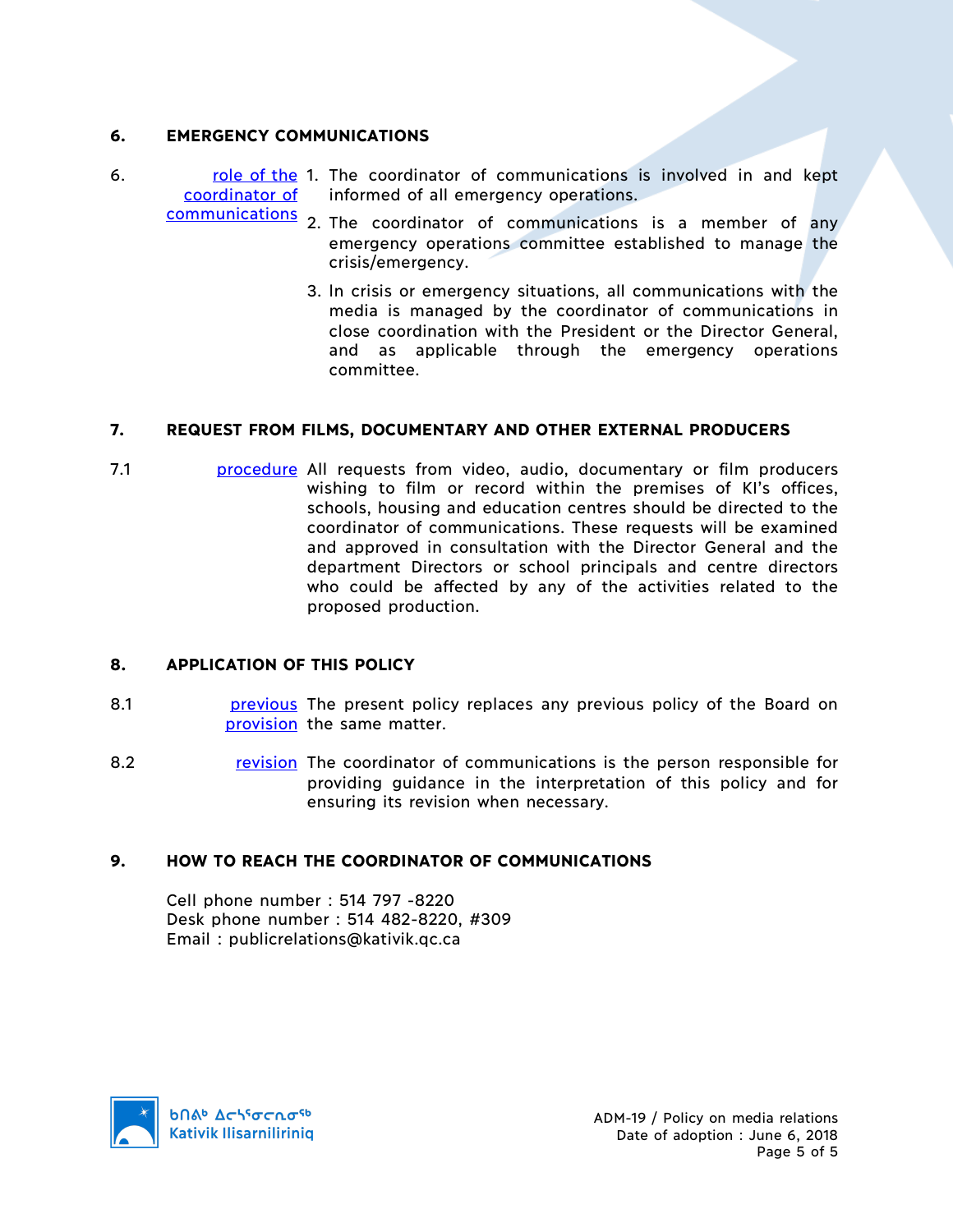## 6. EMERGENCY COMMUNICATIONS

6. **role of the coordinator of communications**

1. The coordinator of communications is involved in and kept informed of all emergency operations.
2. The coordinator of communications is a member of any emergency operations committee established to manage the crisis/emergency.
3. In crisis or emergency situations, all communications with the media is managed by the coordinator of communications in close coordination with the President or the Director General, and as applicable through the emergency operations committee.

## 7. REQUEST FROM FILMS, DOCUMENTARY AND OTHER EXTERNAL PRODUCERS

7.1 **procedure** All requests from video, audio, documentary or film producers wishing to film or record within the premises of KI's offices, schools, housing and education centres should be directed to the coordinator of communications. These requests will be examined and approved in consultation with the Director General and the department Directors or school principals and centre directors who could be affected by any of the activities related to the proposed production.

## 8. APPLICATION OF THIS POLICY

8.1 **previous provision** The present policy replaces any previous policy of the Board on the same matter.

8.2 **revision** The coordinator of communications is the person responsible for providing guidance in the interpretation of this policy and for ensuring its revision when necessary.

## 9. HOW TO REACH THE COORDINATOR OF COMMUNICATIONS

Cell phone number : 514 797 -8220
Desk phone number : 514 482-8220, #309
Email : publicrelations@kativik.qc.ca